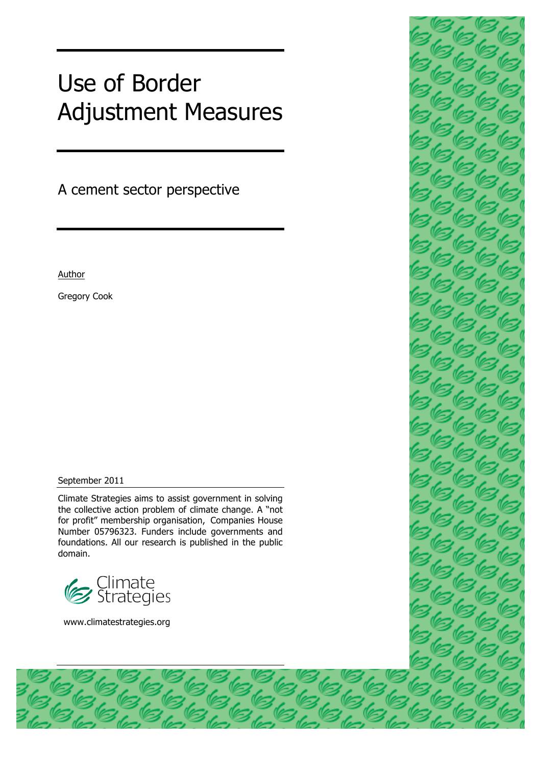# Use of Border Adjustment Measures

## A cement sector perspective

Author

Gregory Cook

September 2011

Climate Strategies aims to assist government in solving the collective action problem of climate change. A "not for profit" membership organisation, Companies House Number 05796323. Funders include governments and foundations. All our research is published in the public domain.

Climate Strategies

www.climatestrategies.org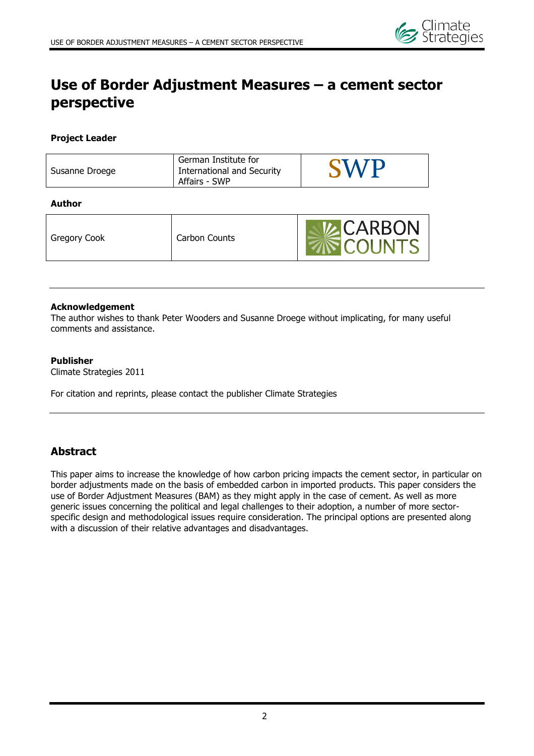# Use of Border Adjustment Measures – a cement sector perspective

**Project Leader**

| Susanne Droege | German Institute for International and Security Affairs - SWP | SWP |
|---|---|---|

**Author**

| Gregory Cook | Carbon Counts | CARBON COUNTS |
|---|---|---|

**Acknowledgement**

The author wishes to thank Peter Wooders and Susanne Droege without implicating, for many useful comments and assistance.

**Publisher**

Climate Strategies 2011

For citation and reprints, please contact the publisher Climate Strategies

## Abstract

This paper aims to increase the knowledge of how carbon pricing impacts the cement sector, in particular on border adjustments made on the basis of embedded carbon in imported products. This paper considers the use of Border Adjustment Measures (BAM) as they might apply in the case of cement. As well as more generic issues concerning the political and legal challenges to their adoption, a number of more sector-specific design and methodological issues require consideration. The principal options are presented along with a discussion of their relative advantages and disadvantages.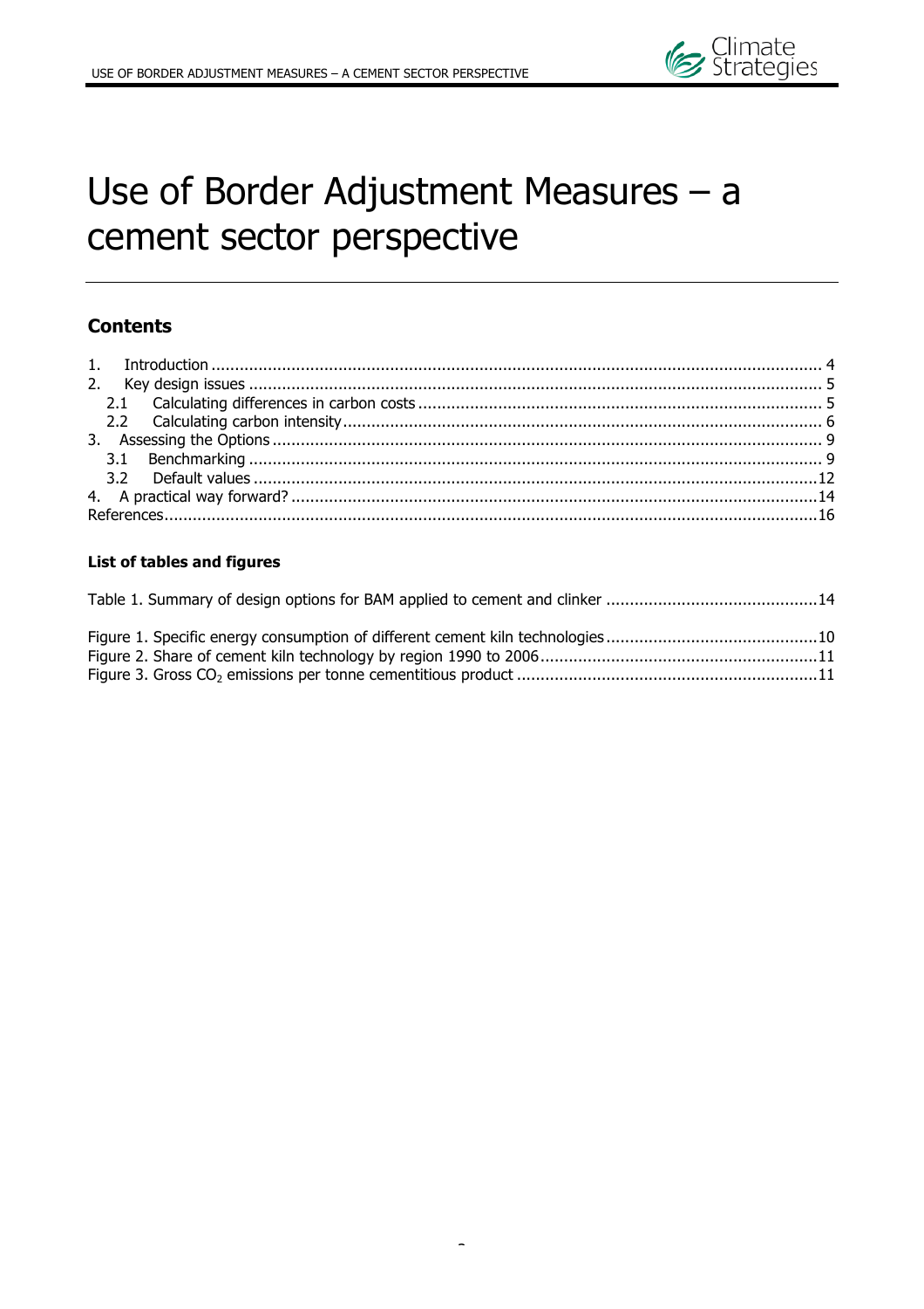# Use of Border Adjustment Measures – a cement sector perspective

## Contents

1. Introduction ........................................................................................................................ 4
2. Key design issues ................................................................................................................ 5
   - 2.1 Calculating differences in carbon costs ........................................................................ 5
   - 2.2 Calculating carbon intensity ......................................................................................... 6
3. Assessing the Options ......................................................................................................... 9
   - 3.1 Benchmarking ............................................................................................................. 9
   - 3.2 Default values ............................................................................................................ 12
4. A practical way forward? ..................................................................................................... 14

References ............................................................................................................................. 16

### List of tables and figures

Table 1. Summary of design options for BAM applied to cement and clinker .............................................14

Figure 1. Specific energy consumption of different cement kiln technologies .............................................10

Figure 2. Share of cement kiln technology by region 1990 to 2006 ...........................................................11

Figure 3. Gross $CO_2$ emissions per tonne cementitious product ................................................................11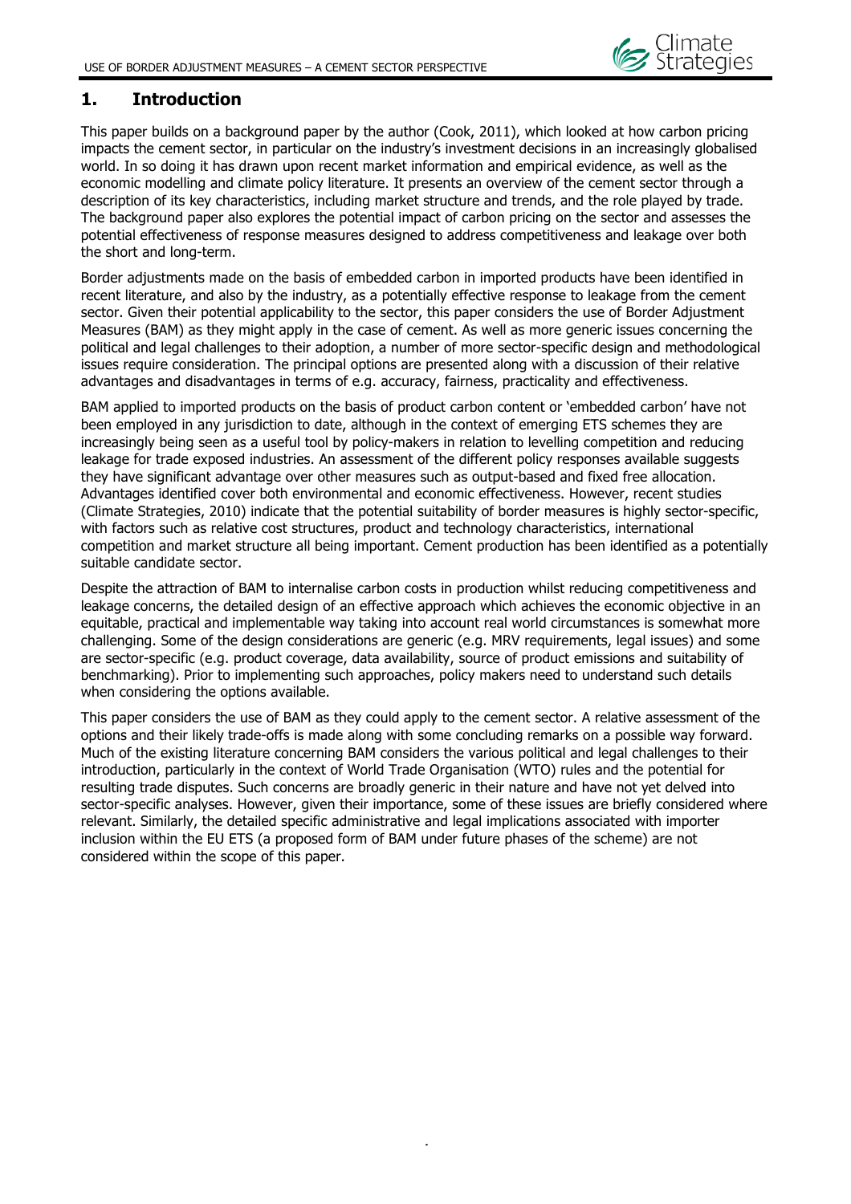# 1. Introduction

This paper builds on a background paper by the author (Cook, 2011), which looked at how carbon pricing impacts the cement sector, in particular on the industry's investment decisions in an increasingly globalised world. In so doing it has drawn upon recent market information and empirical evidence, as well as the economic modelling and climate policy literature. It presents an overview of the cement sector through a description of its key characteristics, including market structure and trends, and the role played by trade. The background paper also explores the potential impact of carbon pricing on the sector and assesses the potential effectiveness of response measures designed to address competitiveness and leakage over both the short and long-term.

Border adjustments made on the basis of embedded carbon in imported products have been identified in recent literature, and also by the industry, as a potentially effective response to leakage from the cement sector. Given their potential applicability to the sector, this paper considers the use of Border Adjustment Measures (BAM) as they might apply in the case of cement. As well as more generic issues concerning the political and legal challenges to their adoption, a number of more sector-specific design and methodological issues require consideration. The principal options are presented along with a discussion of their relative advantages and disadvantages in terms of e.g. accuracy, fairness, practicality and effectiveness.

BAM applied to imported products on the basis of product carbon content or 'embedded carbon' have not been employed in any jurisdiction to date, although in the context of emerging ETS schemes they are increasingly being seen as a useful tool by policy-makers in relation to levelling competition and reducing leakage for trade exposed industries. An assessment of the different policy responses available suggests they have significant advantage over other measures such as output-based and fixed free allocation. Advantages identified cover both environmental and economic effectiveness. However, recent studies (Climate Strategies, 2010) indicate that the potential suitability of border measures is highly sector-specific, with factors such as relative cost structures, product and technology characteristics, international competition and market structure all being important. Cement production has been identified as a potentially suitable candidate sector.

Despite the attraction of BAM to internalise carbon costs in production whilst reducing competitiveness and leakage concerns, the detailed design of an effective approach which achieves the economic objective in an equitable, practical and implementable way taking into account real world circumstances is somewhat more challenging. Some of the design considerations are generic (e.g. MRV requirements, legal issues) and some are sector-specific (e.g. product coverage, data availability, source of product emissions and suitability of benchmarking). Prior to implementing such approaches, policy makers need to understand such details when considering the options available.

This paper considers the use of BAM as they could apply to the cement sector. A relative assessment of the options and their likely trade-offs is made along with some concluding remarks on a possible way forward. Much of the existing literature concerning BAM considers the various political and legal challenges to their introduction, particularly in the context of World Trade Organisation (WTO) rules and the potential for resulting trade disputes. Such concerns are broadly generic in their nature and have not yet delved into sector-specific analyses. However, given their importance, some of these issues are briefly considered where relevant. Similarly, the detailed specific administrative and legal implications associated with importer inclusion within the EU ETS (a proposed form of BAM under future phases of the scheme) are not considered within the scope of this paper.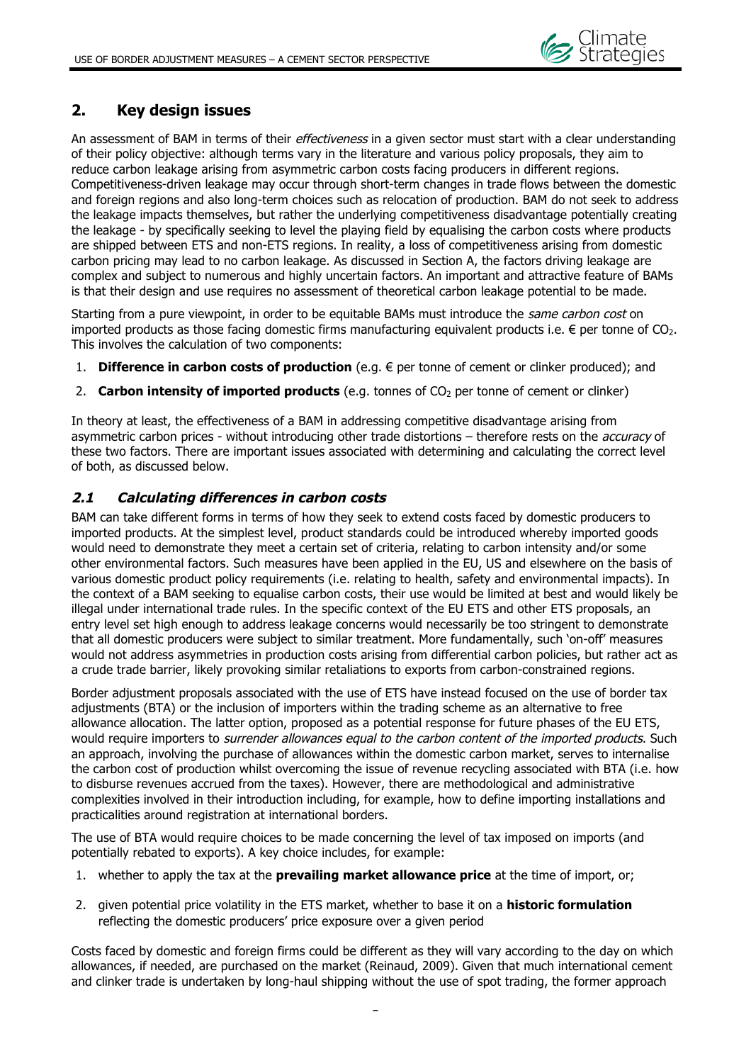## 2. Key design issues

An assessment of BAM in terms of their *effectiveness* in a given sector must start with a clear understanding of their policy objective: although terms vary in the literature and various policy proposals, they aim to reduce carbon leakage arising from asymmetric carbon costs facing producers in different regions. Competitiveness-driven leakage may occur through short-term changes in trade flows between the domestic and foreign regions and also long-term choices such as relocation of production. BAM do not seek to address the leakage impacts themselves, but rather the underlying competitiveness disadvantage potentially creating the leakage - by specifically seeking to level the playing field by equalising the carbon costs where products are shipped between ETS and non-ETS regions. In reality, a loss of competitiveness arising from domestic carbon pricing may lead to no carbon leakage. As discussed in Section A, the factors driving leakage are complex and subject to numerous and highly uncertain factors. An important and attractive feature of BAMs is that their design and use requires no assessment of theoretical carbon leakage potential to be made.

Starting from a pure viewpoint, in order to be equitable BAMs must introduce the *same carbon cost* on imported products as those facing domestic firms manufacturing equivalent products i.e. € per tonne of $CO_2$. This involves the calculation of two components:

1. **Difference in carbon costs of production** (e.g. € per tonne of cement or clinker produced); and
2. **Carbon intensity of imported products** (e.g. tonnes of $CO_2$ per tonne of cement or clinker)

In theory at least, the effectiveness of a BAM in addressing competitive disadvantage arising from asymmetric carbon prices - without introducing other trade distortions – therefore rests on the *accuracy* of these two factors. There are important issues associated with determining and calculating the correct level of both, as discussed below.

### *2.1 Calculating differences in carbon costs*

BAM can take different forms in terms of how they seek to extend costs faced by domestic producers to imported products. At the simplest level, product standards could be introduced whereby imported goods would need to demonstrate they meet a certain set of criteria, relating to carbon intensity and/or some other environmental factors. Such measures have been applied in the EU, US and elsewhere on the basis of various domestic product policy requirements (i.e. relating to health, safety and environmental impacts). In the context of a BAM seeking to equalise carbon costs, their use would be limited at best and would likely be illegal under international trade rules. In the specific context of the EU ETS and other ETS proposals, an entry level set high enough to address leakage concerns would necessarily be too stringent to demonstrate that all domestic producers were subject to similar treatment. More fundamentally, such 'on-off' measures would not address asymmetries in production costs arising from differential carbon policies, but rather act as a crude trade barrier, likely provoking similar retaliations to exports from carbon-constrained regions.

Border adjustment proposals associated with the use of ETS have instead focused on the use of border tax adjustments (BTA) or the inclusion of importers within the trading scheme as an alternative to free allowance allocation. The latter option, proposed as a potential response for future phases of the EU ETS, would require importers to *surrender allowances equal to the carbon content of the imported products*. Such an approach, involving the purchase of allowances within the domestic carbon market, serves to internalise the carbon cost of production whilst overcoming the issue of revenue recycling associated with BTA (i.e. how to disburse revenues accrued from the taxes). However, there are methodological and administrative complexities involved in their introduction including, for example, how to define importing installations and practicalities around registration at international borders.

The use of BTA would require choices to be made concerning the level of tax imposed on imports (and potentially rebated to exports). A key choice includes, for example:

1. whether to apply the tax at the **prevailing market allowance price** at the time of import, or;
2. given potential price volatility in the ETS market, whether to base it on a **historic formulation** reflecting the domestic producers' price exposure over a given period

Costs faced by domestic and foreign firms could be different as they will vary according to the day on which allowances, if needed, are purchased on the market (Reinaud, 2009). Given that much international cement and clinker trade is undertaken by long-haul shipping without the use of spot trading, the former approach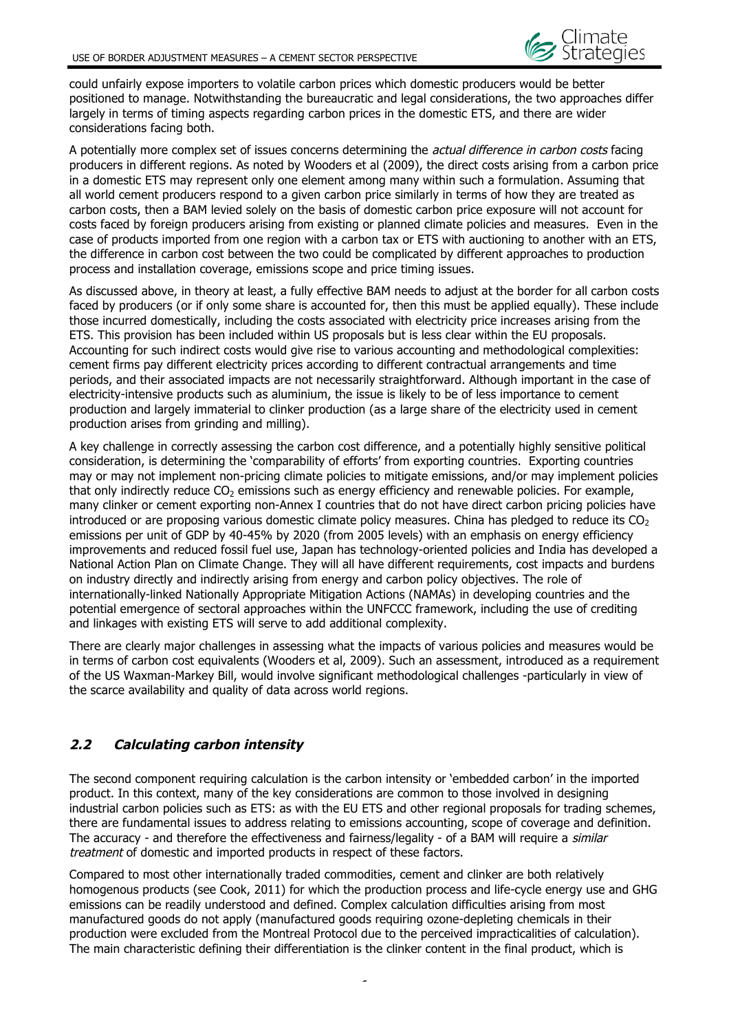could unfairly expose importers to volatile carbon prices which domestic producers would be better positioned to manage. Notwithstanding the bureaucratic and legal considerations, the two approaches differ largely in terms of timing aspects regarding carbon prices in the domestic ETS, and there are wider considerations facing both.

A potentially more complex set of issues concerns determining the *actual difference in carbon costs* facing producers in different regions. As noted by Wooders et al (2009), the direct costs arising from a carbon price in a domestic ETS may represent only one element among many within such a formulation. Assuming that all world cement producers respond to a given carbon price similarly in terms of how they are treated as carbon costs, then a BAM levied solely on the basis of domestic carbon price exposure will not account for costs faced by foreign producers arising from existing or planned climate policies and measures. Even in the case of products imported from one region with a carbon tax or ETS with auctioning to another with an ETS, the difference in carbon cost between the two could be complicated by different approaches to production process and installation coverage, emissions scope and price timing issues.

As discussed above, in theory at least, a fully effective BAM needs to adjust at the border for all carbon costs faced by producers (or if only some share is accounted for, then this must be applied equally). These include those incurred domestically, including the costs associated with electricity price increases arising from the ETS. This provision has been included within US proposals but is less clear within the EU proposals. Accounting for such indirect costs would give rise to various accounting and methodological complexities: cement firms pay different electricity prices according to different contractual arrangements and time periods, and their associated impacts are not necessarily straightforward. Although important in the case of electricity-intensive products such as aluminium, the issue is likely to be of less importance to cement production and largely immaterial to clinker production (as a large share of the electricity used in cement production arises from grinding and milling).

A key challenge in correctly assessing the carbon cost difference, and a potentially highly sensitive political consideration, is determining the 'comparability of efforts' from exporting countries. Exporting countries may or may not implement non-pricing climate policies to mitigate emissions, and/or may implement policies that only indirectly reduce $CO_2$ emissions such as energy efficiency and renewable policies. For example, many clinker or cement exporting non-Annex I countries that do not have direct carbon pricing policies have introduced or are proposing various domestic climate policy measures. China has pledged to reduce its $CO_2$ emissions per unit of GDP by 40-45% by 2020 (from 2005 levels) with an emphasis on energy efficiency improvements and reduced fossil fuel use, Japan has technology-oriented policies and India has developed a National Action Plan on Climate Change. They will all have different requirements, cost impacts and burdens on industry directly and indirectly arising from energy and carbon policy objectives. The role of internationally-linked Nationally Appropriate Mitigation Actions (NAMAs) in developing countries and the potential emergence of sectoral approaches within the UNFCCC framework, including the use of crediting and linkages with existing ETS will serve to add additional complexity.

There are clearly major challenges in assessing what the impacts of various policies and measures would be in terms of carbon cost equivalents (Wooders et al, 2009). Such an assessment, introduced as a requirement of the US Waxman-Markey Bill, would involve significant methodological challenges -particularly in view of the scarce availability and quality of data across world regions.

## 2.2 Calculating carbon intensity

The second component requiring calculation is the carbon intensity or 'embedded carbon' in the imported product. In this context, many of the key considerations are common to those involved in designing industrial carbon policies such as ETS: as with the EU ETS and other regional proposals for trading schemes, there are fundamental issues to address relating to emissions accounting, scope of coverage and definition. The accuracy - and therefore the effectiveness and fairness/legality - of a BAM will require a *similar treatment* of domestic and imported products in respect of these factors.

Compared to most other internationally traded commodities, cement and clinker are both relatively homogenous products (see Cook, 2011) for which the production process and life-cycle energy use and GHG emissions can be readily understood and defined. Complex calculation difficulties arising from most manufactured goods do not apply (manufactured goods requiring ozone-depleting chemicals in their production were excluded from the Montreal Protocol due to the perceived impracticalities of calculation). The main characteristic defining their differentiation is the clinker content in the final product, which is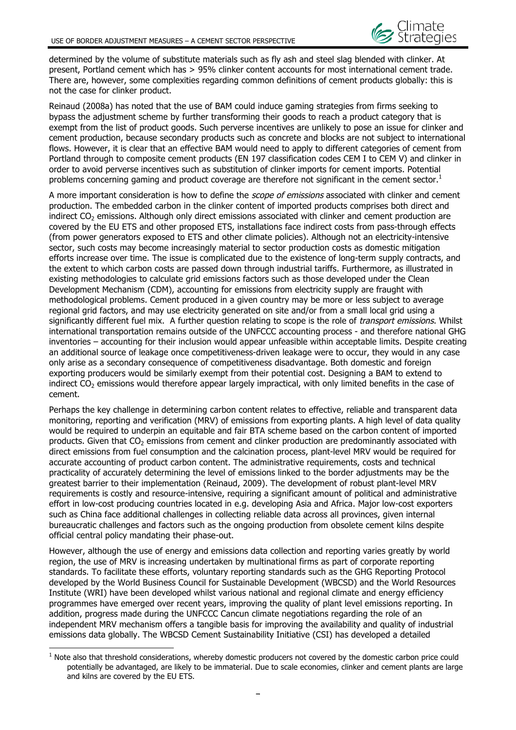determined by the volume of substitute materials such as fly ash and steel slag blended with clinker. At present, Portland cement which has > 95% clinker content accounts for most international cement trade. There are, however, some complexities regarding common definitions of cement products globally: this is not the case for clinker product.

Reinaud (2008a) has noted that the use of BAM could induce gaming strategies from firms seeking to bypass the adjustment scheme by further transforming their goods to reach a product category that is exempt from the list of product goods. Such perverse incentives are unlikely to pose an issue for clinker and cement production, because secondary products such as concrete and blocks are not subject to international flows. However, it is clear that an effective BAM would need to apply to different categories of cement from Portland through to composite cement products (EN 197 classification codes CEM I to CEM V) and clinker in order to avoid perverse incentives such as substitution of clinker imports for cement imports. Potential problems concerning gaming and product coverage are therefore not significant in the cement sector.[1]

A more important consideration is how to define the *scope of emissions* associated with clinker and cement production. The embedded carbon in the clinker content of imported products comprises both direct and indirect $CO_2$ emissions. Although only direct emissions associated with clinker and cement production are covered by the EU ETS and other proposed ETS, installations face indirect costs from pass-through effects (from power generators exposed to ETS and other climate policies). Although not an electricity-intensive sector, such costs may become increasingly material to sector production costs as domestic mitigation efforts increase over time. The issue is complicated due to the existence of long-term supply contracts, and the extent to which carbon costs are passed down through industrial tariffs. Furthermore, as illustrated in existing methodologies to calculate grid emissions factors such as those developed under the Clean Development Mechanism (CDM), accounting for emissions from electricity supply are fraught with methodological problems. Cement produced in a given country may be more or less subject to average regional grid factors, and may use electricity generated on site and/or from a small local grid using a significantly different fuel mix. A further question relating to scope is the role of *transport emissions*. Whilst international transportation remains outside of the UNFCCC accounting process - and therefore national GHG inventories – accounting for their inclusion would appear unfeasible within acceptable limits. Despite creating an additional source of leakage once competitiveness-driven leakage were to occur, they would in any case only arise as a secondary consequence of competitiveness disadvantage. Both domestic and foreign exporting producers would be similarly exempt from their potential cost. Designing a BAM to extend to indirect $CO_2$ emissions would therefore appear largely impractical, with only limited benefits in the case of cement.

Perhaps the key challenge in determining carbon content relates to effective, reliable and transparent data monitoring, reporting and verification (MRV) of emissions from exporting plants. A high level of data quality would be required to underpin an equitable and fair BTA scheme based on the carbon content of imported products. Given that $CO_2$ emissions from cement and clinker production are predominantly associated with direct emissions from fuel consumption and the calcination process, plant-level MRV would be required for accurate accounting of product carbon content. The administrative requirements, costs and technical practicality of accurately determining the level of emissions linked to the border adjustments may be the greatest barrier to their implementation (Reinaud, 2009). The development of robust plant-level MRV requirements is costly and resource-intensive, requiring a significant amount of political and administrative effort in low-cost producing countries located in e.g. developing Asia and Africa. Major low-cost exporters such as China face additional challenges in collecting reliable data across all provinces, given internal bureaucratic challenges and factors such as the ongoing production from obsolete cement kilns despite official central policy mandating their phase-out.

However, although the use of energy and emissions data collection and reporting varies greatly by world region, the use of MRV is increasing undertaken by multinational firms as part of corporate reporting standards. To facilitate these efforts, voluntary reporting standards such as the GHG Reporting Protocol developed by the World Business Council for Sustainable Development (WBCSD) and the World Resources Institute (WRI) have been developed whilst various national and regional climate and energy efficiency programmes have emerged over recent years, improving the quality of plant level emissions reporting. In addition, progress made during the UNFCCC Cancun climate negotiations regarding the role of an independent MRV mechanism offers a tangible basis for improving the availability and quality of industrial emissions data globally. The WBCSD Cement Sustainability Initiative (CSI) has developed a detailed

[1] Note also that threshold considerations, whereby domestic producers not covered by the domestic carbon price could potentially be advantaged, are likely to be immaterial. Due to scale economies, clinker and cement plants are large and kilns are covered by the EU ETS.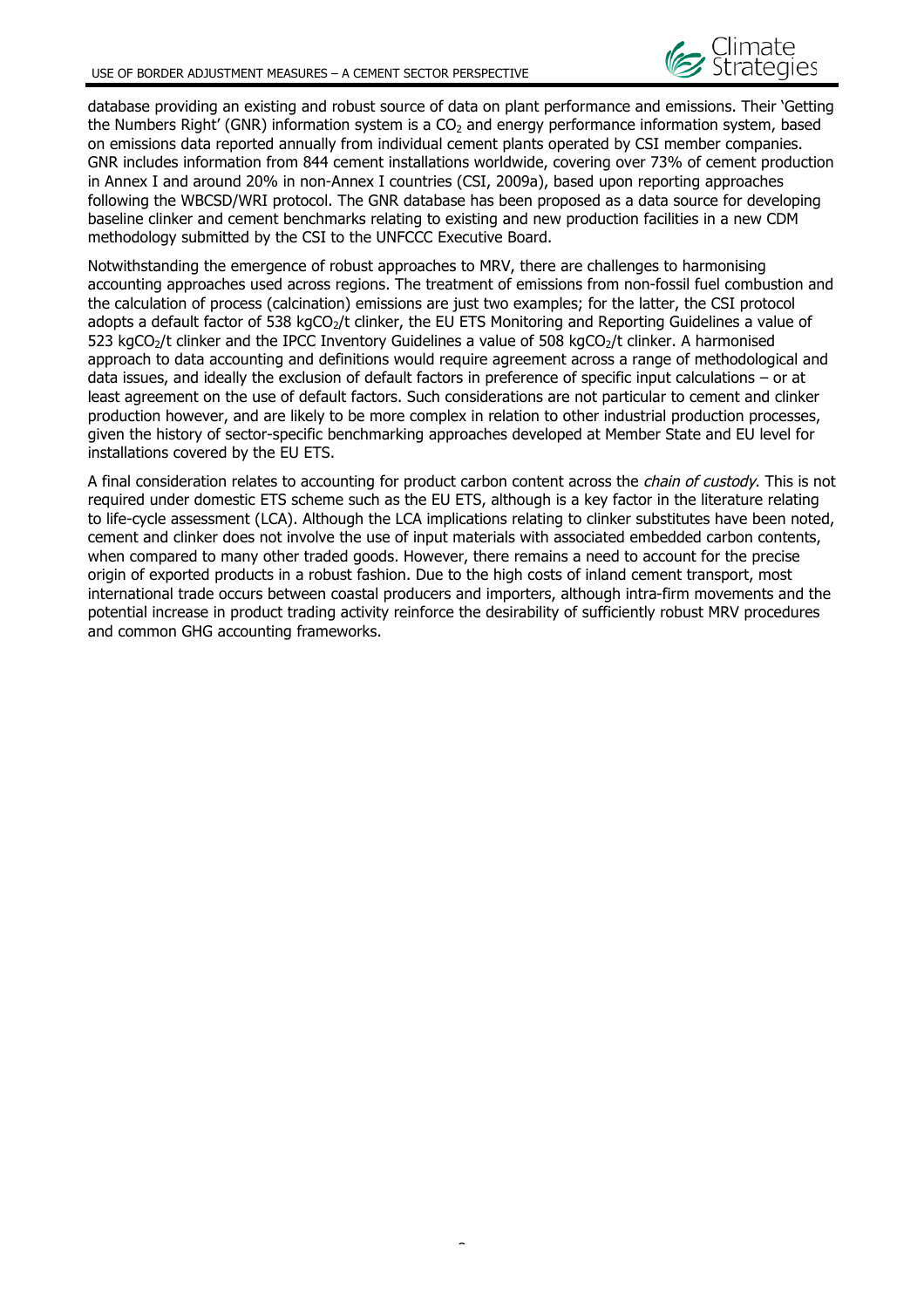database providing an existing and robust source of data on plant performance and emissions. Their 'Getting the Numbers Right' (GNR) information system is a $CO_2$ and energy performance information system, based on emissions data reported annually from individual cement plants operated by CSI member companies. GNR includes information from 844 cement installations worldwide, covering over 73% of cement production in Annex I and around 20% in non-Annex I countries (CSI, 2009a), based upon reporting approaches following the WBCSD/WRI protocol. The GNR database has been proposed as a data source for developing baseline clinker and cement benchmarks relating to existing and new production facilities in a new CDM methodology submitted by the CSI to the UNFCCC Executive Board.

Notwithstanding the emergence of robust approaches to MRV, there are challenges to harmonising accounting approaches used across regions. The treatment of emissions from non-fossil fuel combustion and the calculation of process (calcination) emissions are just two examples; for the latter, the CSI protocol adopts a default factor of 538 $kgCO_2$/t clinker, the EU ETS Monitoring and Reporting Guidelines a value of 523 $kgCO_2$/t clinker and the IPCC Inventory Guidelines a value of 508 $kgCO_2$/t clinker. A harmonised approach to data accounting and definitions would require agreement across a range of methodological and data issues, and ideally the exclusion of default factors in preference of specific input calculations – or at least agreement on the use of default factors. Such considerations are not particular to cement and clinker production however, and are likely to be more complex in relation to other industrial production processes, given the history of sector-specific benchmarking approaches developed at Member State and EU level for installations covered by the EU ETS.

A final consideration relates to accounting for product carbon content across the *chain of custody*. This is not required under domestic ETS scheme such as the EU ETS, although is a key factor in the literature relating to life-cycle assessment (LCA). Although the LCA implications relating to clinker substitutes have been noted, cement and clinker does not involve the use of input materials with associated embedded carbon contents, when compared to many other traded goods. However, there remains a need to account for the precise origin of exported products in a robust fashion. Due to the high costs of inland cement transport, most international trade occurs between coastal producers and importers, although intra-firm movements and the potential increase in product trading activity reinforce the desirability of sufficiently robust MRV procedures and common GHG accounting frameworks.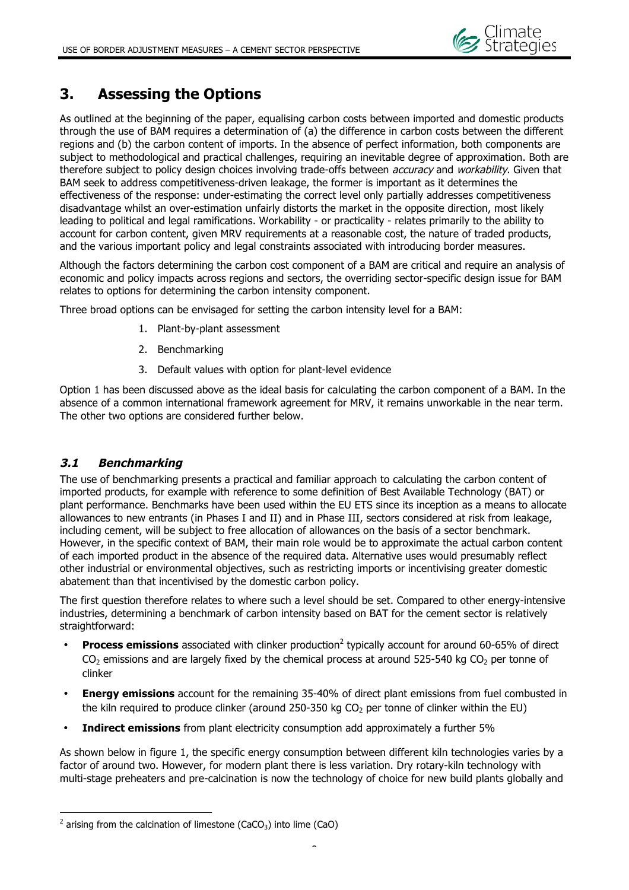# 3. Assessing the Options

As outlined at the beginning of the paper, equalising carbon costs between imported and domestic products through the use of BAM requires a determination of (a) the difference in carbon costs between the different regions and (b) the carbon content of imports. In the absence of perfect information, both components are subject to methodological and practical challenges, requiring an inevitable degree of approximation. Both are therefore subject to policy design choices involving trade-offs between *accuracy* and *workability*. Given that BAM seek to address competitiveness-driven leakage, the former is important as it determines the effectiveness of the response: under-estimating the correct level only partially addresses competitiveness disadvantage whilst an over-estimation unfairly distorts the market in the opposite direction, most likely leading to political and legal ramifications. Workability - or practicality - relates primarily to the ability to account for carbon content, given MRV requirements at a reasonable cost, the nature of traded products, and the various important policy and legal constraints associated with introducing border measures.

Although the factors determining the carbon cost component of a BAM are critical and require an analysis of economic and policy impacts across regions and sectors, the overriding sector-specific design issue for BAM relates to options for determining the carbon intensity component.

Three broad options can be envisaged for setting the carbon intensity level for a BAM:

1. Plant-by-plant assessment
2. Benchmarking
3. Default values with option for plant-level evidence

Option 1 has been discussed above as the ideal basis for calculating the carbon component of a BAM. In the absence of a common international framework agreement for MRV, it remains unworkable in the near term. The other two options are considered further below.

## *3.1 Benchmarking*

The use of benchmarking presents a practical and familiar approach to calculating the carbon content of imported products, for example with reference to some definition of Best Available Technology (BAT) or plant performance. Benchmarks have been used within the EU ETS since its inception as a means to allocate allowances to new entrants (in Phases I and II) and in Phase III, sectors considered at risk from leakage, including cement, will be subject to free allocation of allowances on the basis of a sector benchmark. However, in the specific context of BAM, their main role would be to approximate the actual carbon content of each imported product in the absence of the required data. Alternative uses would presumably reflect other industrial or environmental objectives, such as restricting imports or incentivising greater domestic abatement than that incentivised by the domestic carbon policy.

The first question therefore relates to where such a level should be set. Compared to other energy-intensive industries, determining a benchmark of carbon intensity based on BAT for the cement sector is relatively straightforward:

- **Process emissions** associated with clinker production[2] typically account for around 60-65% of direct $CO_2$ emissions and are largely fixed by the chemical process at around 525-540 kg $CO_2$ per tonne of clinker
- **Energy emissions** account for the remaining 35-40% of direct plant emissions from fuel combusted in the kiln required to produce clinker (around 250-350 kg $CO_2$ per tonne of clinker within the EU)
- **Indirect emissions** from plant electricity consumption add approximately a further 5%

As shown below in figure 1, the specific energy consumption between different kiln technologies varies by a factor of around two. However, for modern plant there is less variation. Dry rotary-kiln technology with multi-stage preheaters and pre-calcination is now the technology of choice for new build plants globally and

[2] arising from the calcination of limestone ($CaCO_3$) into lime ($CaO$)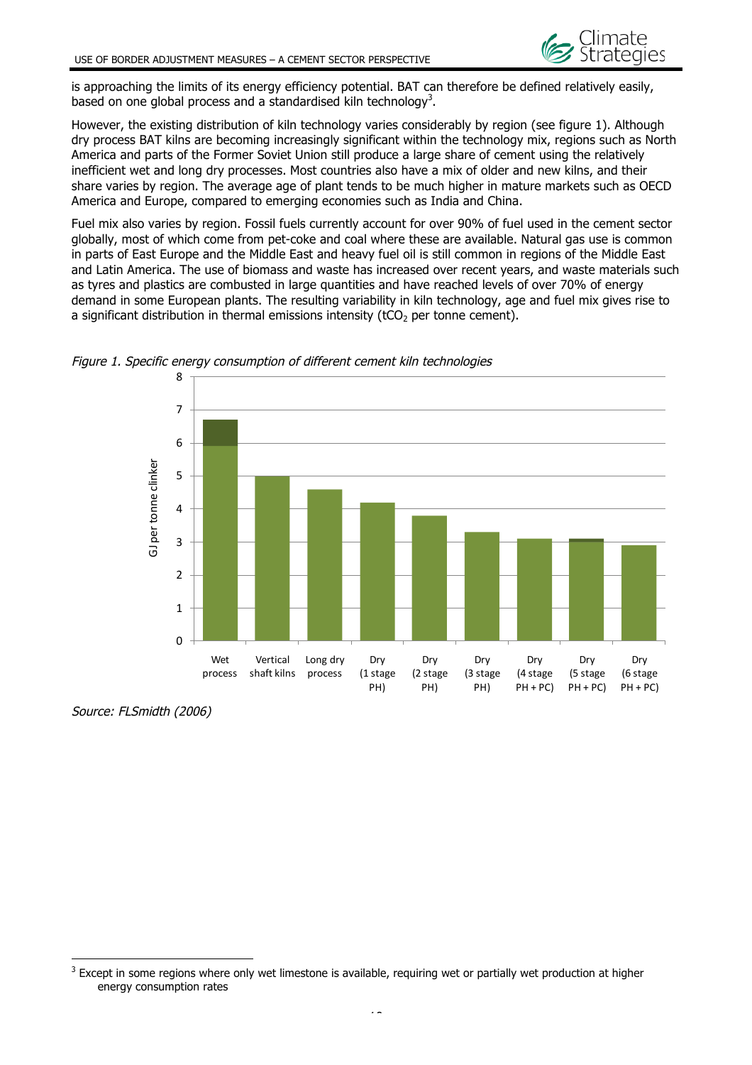is approaching the limits of its energy efficiency potential. BAT can therefore be defined relatively easily, based on one global process and a standardised kiln technology[3].

However, the existing distribution of kiln technology varies considerably by region (see figure 1). Although dry process BAT kilns are becoming increasingly significant within the technology mix, regions such as North America and parts of the Former Soviet Union still produce a large share of cement using the relatively inefficient wet and long dry processes. Most countries also have a mix of older and new kilns, and their share varies by region. The average age of plant tends to be much higher in mature markets such as OECD America and Europe, compared to emerging economies such as India and China.

Fuel mix also varies by region. Fossil fuels currently account for over 90% of fuel used in the cement sector globally, most of which come from pet-coke and coal where these are available. Natural gas use is common in parts of East Europe and the Middle East and heavy fuel oil is still common in regions of the Middle East and Latin America. The use of biomass and waste has increased over recent years, and waste materials such as tyres and plastics are combusted in large quantities and have reached levels of over 70% of energy demand in some European plants. The resulting variability in kiln technology, age and fuel mix gives rise to a significant distribution in thermal emissions intensity ($tCO_2$ per tonne cement).

*Figure 1. Specific energy consumption of different cement kiln technologies*

| Kiln technology | GJ per tonne clinker |
|---|---|
| Wet process | 5.9–6.7 |
| Vertical shaft kilns | 5.0 |
| Long dry process | 4.6 |
| Dry (1 stage PH) | 4.2 |
| Dry (2 stage PH) | 3.8 |
| Dry (3 stage PH) | 3.3 |
| Dry (4 stage PH + PC) | 3.1 |
| Dry (5 stage PH + PC) | 3.0–3.1 |
| Dry (6 stage PH + PC) | 2.9 |

*Source: FLSmidth (2006)*

[3] Except in some regions where only wet limestone is available, requiring wet or partially wet production at higher energy consumption rates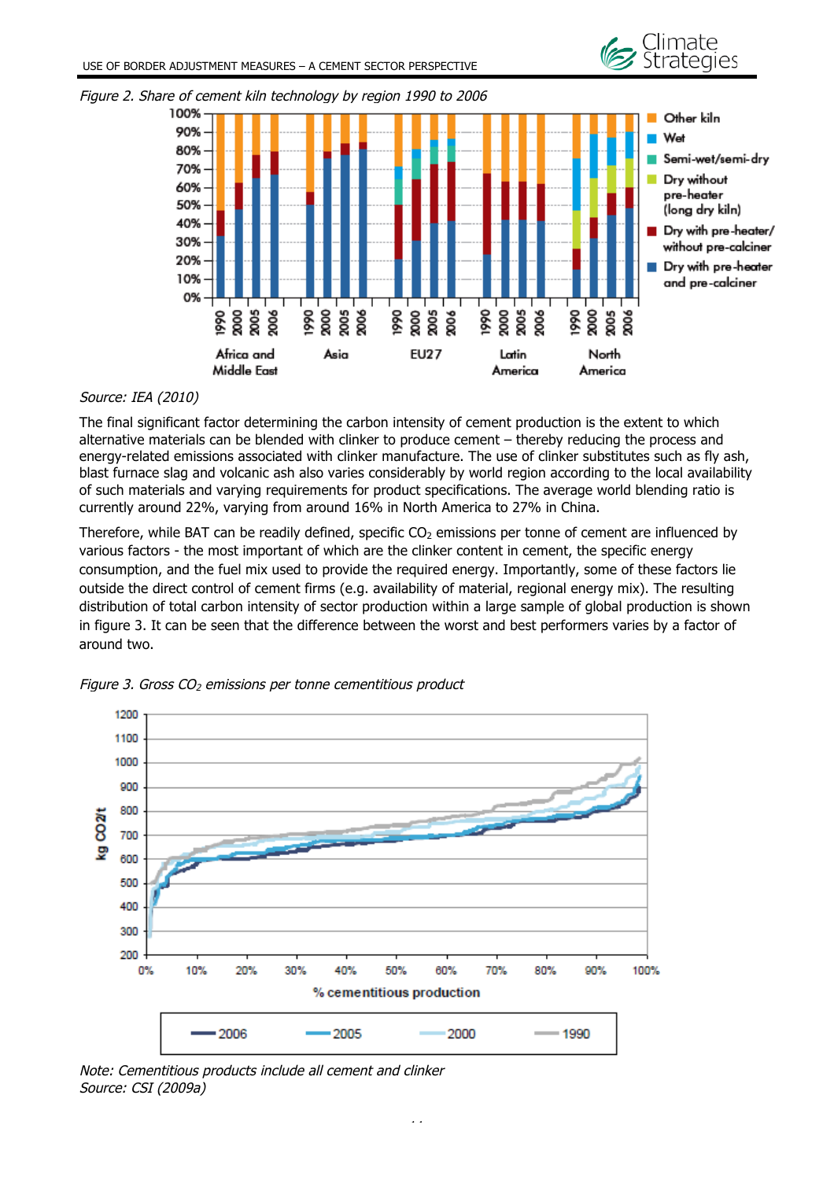*Figure 2. Share of cement kiln technology by region 1990 to 2006*

*Source: IEA (2010)*

The final significant factor determining the carbon intensity of cement production is the extent to which alternative materials can be blended with clinker to produce cement – thereby reducing the process and energy-related emissions associated with clinker manufacture. The use of clinker substitutes such as fly ash, blast furnace slag and volcanic ash also varies considerably by world region according to the local availability of such materials and varying requirements for product specifications. The average world blending ratio is currently around 22%, varying from around 16% in North America to 27% in China.

Therefore, while BAT can be readily defined, specific $CO_2$ emissions per tonne of cement are influenced by various factors - the most important of which are the clinker content in cement, the specific energy consumption, and the fuel mix used to provide the required energy. Importantly, some of these factors lie outside the direct control of cement firms (e.g. availability of material, regional energy mix). The resulting distribution of total carbon intensity of sector production within a large sample of global production is shown in figure 3. It can be seen that the difference between the worst and best performers varies by a factor of around two.

*Figure 3. Gross $CO_2$ emissions per tonne cementitious product*

*Note: Cementitious products include all cement and clinker*
*Source: CSI (2009a)*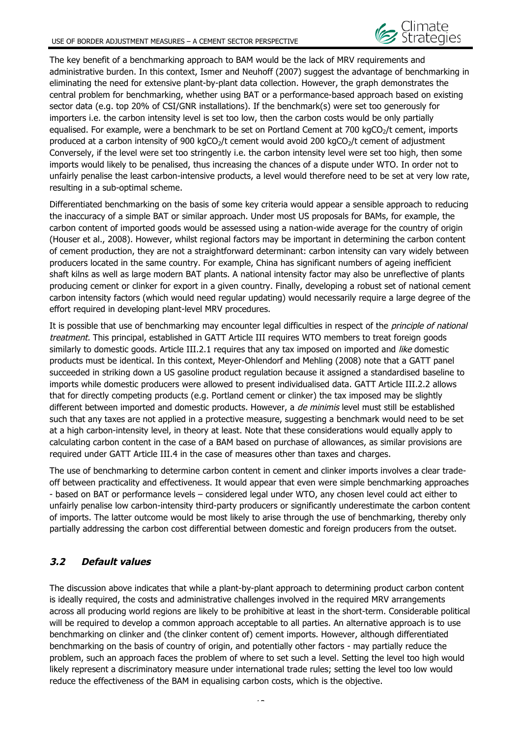The key benefit of a benchmarking approach to BAM would be the lack of MRV requirements and administrative burden. In this context, Ismer and Neuhoff (2007) suggest the advantage of benchmarking in eliminating the need for extensive plant-by-plant data collection. However, the graph demonstrates the central problem for benchmarking, whether using BAT or a performance-based approach based on existing sector data (e.g. top 20% of CSI/GNR installations). If the benchmark(s) were set too generously for importers i.e. the carbon intensity level is set too low, then the carbon costs would be only partially equalised. For example, were a benchmark to be set on Portland Cement at 700 kg$CO_2$/t cement, imports produced at a carbon intensity of 900 kg$CO_2$/t cement would avoid 200 kg$CO_2$/t cement of adjustment Conversely, if the level were set too stringently i.e. the carbon intensity level were set too high, then some imports would likely to be penalised, thus increasing the chances of a dispute under WTO. In order not to unfairly penalise the least carbon-intensive products, a level would therefore need to be set at very low rate, resulting in a sub-optimal scheme.

Differentiated benchmarking on the basis of some key criteria would appear a sensible approach to reducing the inaccuracy of a simple BAT or similar approach. Under most US proposals for BAMs, for example, the carbon content of imported goods would be assessed using a nation-wide average for the country of origin (Houser et al., 2008). However, whilst regional factors may be important in determining the carbon content of cement production, they are not a straightforward determinant: carbon intensity can vary widely between producers located in the same country. For example, China has significant numbers of ageing inefficient shaft kilns as well as large modern BAT plants. A national intensity factor may also be unreflective of plants producing cement or clinker for export in a given country. Finally, developing a robust set of national cement carbon intensity factors (which would need regular updating) would necessarily require a large degree of the effort required in developing plant-level MRV procedures.

It is possible that use of benchmarking may encounter legal difficulties in respect of the *principle of national treatment.* This principal, established in GATT Article III requires WTO members to treat foreign goods similarly to domestic goods. Article III.2.1 requires that any tax imposed on imported and *like* domestic products must be identical. In this context, Meyer-Ohlendorf and Mehling (2008) note that a GATT panel succeeded in striking down a US gasoline product regulation because it assigned a standardised baseline to imports while domestic producers were allowed to present individualised data. GATT Article III.2.2 allows that for directly competing products (e.g. Portland cement or clinker) the tax imposed may be slightly different between imported and domestic products. However, a *de minimis* level must still be established such that any taxes are not applied in a protective measure, suggesting a benchmark would need to be set at a high carbon-intensity level, in theory at least. Note that these considerations would equally apply to calculating carbon content in the case of a BAM based on purchase of allowances, as similar provisions are required under GATT Article III.4 in the case of measures other than taxes and charges.

The use of benchmarking to determine carbon content in cement and clinker imports involves a clear trade-off between practicality and effectiveness. It would appear that even were simple benchmarking approaches - based on BAT or performance levels – considered legal under WTO, any chosen level could act either to unfairly penalise low carbon-intensity third-party producers or significantly underestimate the carbon content of imports. The latter outcome would be most likely to arise through the use of benchmarking, thereby only partially addressing the carbon cost differential between domestic and foreign producers from the outset.

## *3.2 Default values*

The discussion above indicates that while a plant-by-plant approach to determining product carbon content is ideally required, the costs and administrative challenges involved in the required MRV arrangements across all producing world regions are likely to be prohibitive at least in the short-term. Considerable political will be required to develop a common approach acceptable to all parties. An alternative approach is to use benchmarking on clinker and (the clinker content of) cement imports. However, although differentiated benchmarking on the basis of country of origin, and potentially other factors - may partially reduce the problem, such an approach faces the problem of where to set such a level. Setting the level too high would likely represent a discriminatory measure under international trade rules; setting the level too low would reduce the effectiveness of the BAM in equalising carbon costs, which is the objective.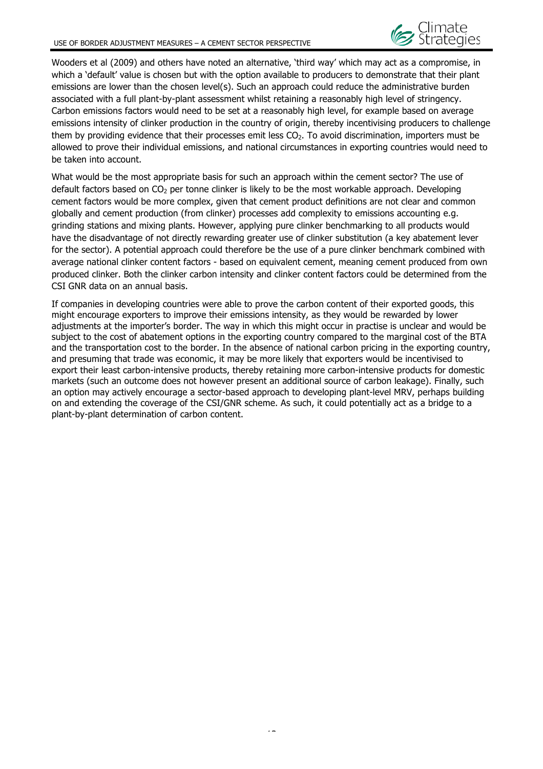Wooders et al (2009) and others have noted an alternative, 'third way' which may act as a compromise, in which a 'default' value is chosen but with the option available to producers to demonstrate that their plant emissions are lower than the chosen level(s). Such an approach could reduce the administrative burden associated with a full plant-by-plant assessment whilst retaining a reasonably high level of stringency. Carbon emissions factors would need to be set at a reasonably high level, for example based on average emissions intensity of clinker production in the country of origin, thereby incentivising producers to challenge them by providing evidence that their processes emit less $CO_2$. To avoid discrimination, importers must be allowed to prove their individual emissions, and national circumstances in exporting countries would need to be taken into account.

What would be the most appropriate basis for such an approach within the cement sector? The use of default factors based on $CO_2$ per tonne clinker is likely to be the most workable approach. Developing cement factors would be more complex, given that cement product definitions are not clear and common globally and cement production (from clinker) processes add complexity to emissions accounting e.g. grinding stations and mixing plants. However, applying pure clinker benchmarking to all products would have the disadvantage of not directly rewarding greater use of clinker substitution (a key abatement lever for the sector). A potential approach could therefore be the use of a pure clinker benchmark combined with average national clinker content factors - based on equivalent cement, meaning cement produced from own produced clinker. Both the clinker carbon intensity and clinker content factors could be determined from the CSI GNR data on an annual basis.

If companies in developing countries were able to prove the carbon content of their exported goods, this might encourage exporters to improve their emissions intensity, as they would be rewarded by lower adjustments at the importer's border. The way in which this might occur in practise is unclear and would be subject to the cost of abatement options in the exporting country compared to the marginal cost of the BTA and the transportation cost to the border. In the absence of national carbon pricing in the exporting country, and presuming that trade was economic, it may be more likely that exporters would be incentivised to export their least carbon-intensive products, thereby retaining more carbon-intensive products for domestic markets (such an outcome does not however present an additional source of carbon leakage). Finally, such an option may actively encourage a sector-based approach to developing plant-level MRV, perhaps building on and extending the coverage of the CSI/GNR scheme. As such, it could potentially act as a bridge to a plant-by-plant determination of carbon content.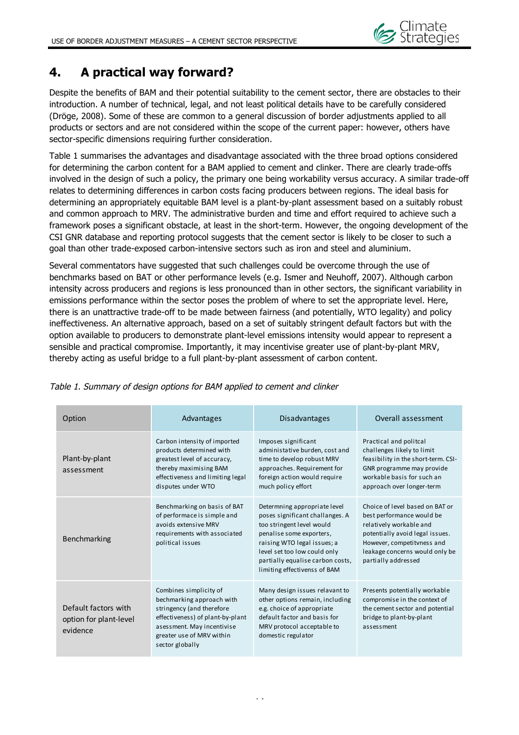## 4. A practical way forward?

Despite the benefits of BAM and their potential suitability to the cement sector, there are obstacles to their introduction. A number of technical, legal, and not least political details have to be carefully considered (Dröge, 2008). Some of these are common to a general discussion of border adjustments applied to all products or sectors and are not considered within the scope of the current paper: however, others have sector-specific dimensions requiring further consideration.

Table 1 summarises the advantages and disadvantage associated with the three broad options considered for determining the carbon content for a BAM applied to cement and clinker. There are clearly trade-offs involved in the design of such a policy, the primary one being workability versus accuracy. A similar trade-off relates to determining differences in carbon costs facing producers between regions. The ideal basis for determining an appropriately equitable BAM level is a plant-by-plant assessment based on a suitably robust and common approach to MRV. The administrative burden and time and effort required to achieve such a framework poses a significant obstacle, at least in the short-term. However, the ongoing development of the CSI GNR database and reporting protocol suggests that the cement sector is likely to be closer to such a goal than other trade-exposed carbon-intensive sectors such as iron and steel and aluminium.

Several commentators have suggested that such challenges could be overcome through the use of benchmarks based on BAT or other performance levels (e.g. Ismer and Neuhoff, 2007). Although carbon intensity across producers and regions is less pronounced than in other sectors, the significant variability in emissions performance within the sector poses the problem of where to set the appropriate level. Here, there is an unattractive trade-off to be made between fairness (and potentially, WTO legality) and policy ineffectiveness. An alternative approach, based on a set of suitably stringent default factors but with the option available to producers to demonstrate plant-level emissions intensity would appear to represent a sensible and practical compromise. Importantly, it may incentivise greater use of plant-by-plant MRV, thereby acting as useful bridge to a full plant-by-plant assessment of carbon content.

*Table 1. Summary of design options for BAM applied to cement and clinker*

| Option | Advantages | Disadvantages | Overall assessment |
|---|---|---|---|
| Plant-by-plant assessment | Carbon intensity of imported products determined with greatest level of accuracy, thereby maximising BAM effectiveness and limiting legal disputes under WTO | Imposes significant administative burden, cost and time to develop robust MRV approaches. Requirement for foreign action would require much policy effort | Practical and politcal challenges likely to limit feasibility in the short-term. CSI-GNR programme may provide workable basis for such an approach over longer-term |
| Benchmarking | Benchmarking on basis of BAT of performance is simple and avoids extensive MRV requirements with associated political issues | Determning appropriate level poses significant challanges. A too stringent level would penalise some exporters, raising WTO legal issues; a level set too low could only partially equalise carbon costs, limiting effectivenss of BAM | Choice of level based on BAT or best performance would be relatively workable and potentially avoid legal issues. However, competitvness and leakage concerns would only be partially addressed |
| Default factors with option for plant-level evidence | Combines simplicity of bechmarking approach with stringency (and therefore effectiveness) of plant-by-plant asessment. May incentivise greater use of MRV within sector globally | Many design issues relavant to other options remain, including e.g. choice of appropriate default factor and basis for MRV protocol acceptable to domestic regulator | Presents potentially workable compromise in the context of the cement sector and potential bridge to plant-by-plant assessment |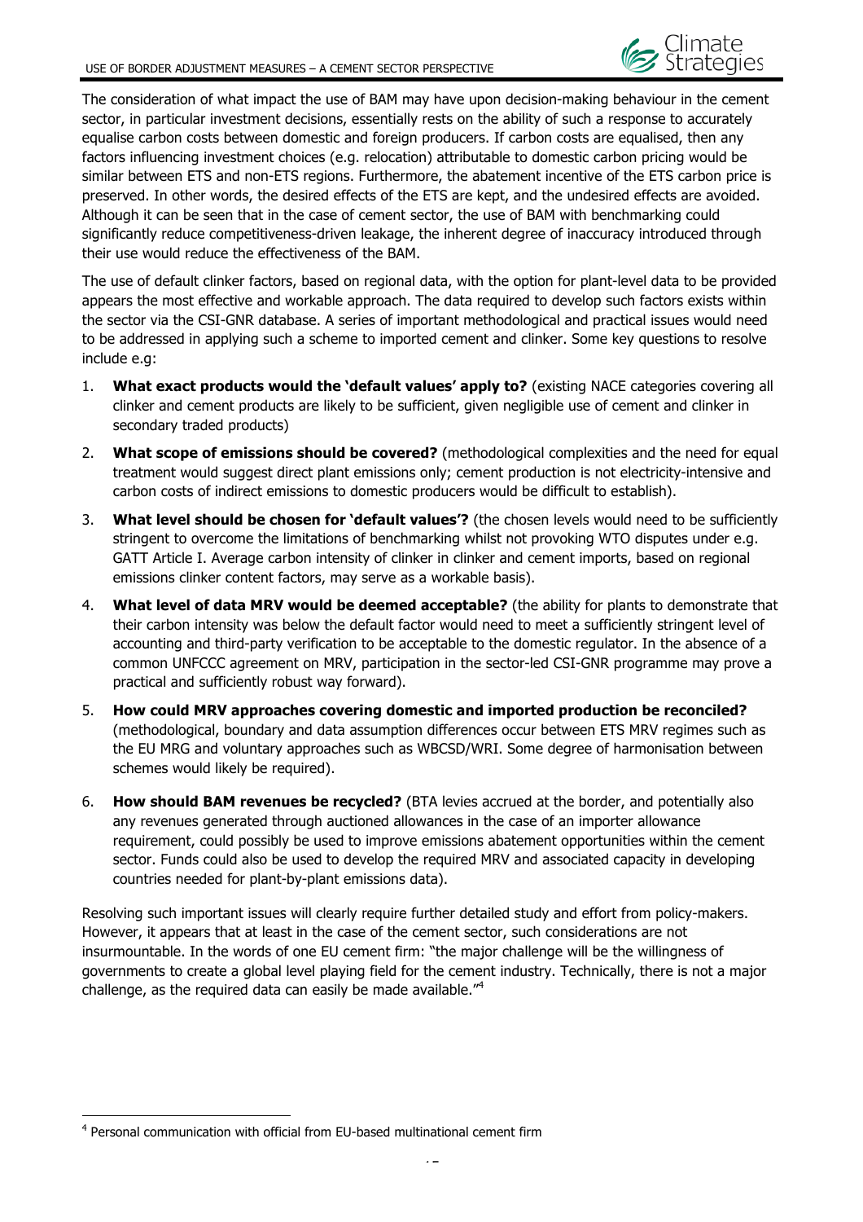The consideration of what impact the use of BAM may have upon decision-making behaviour in the cement sector, in particular investment decisions, essentially rests on the ability of such a response to accurately equalise carbon costs between domestic and foreign producers. If carbon costs are equalised, then any factors influencing investment choices (e.g. relocation) attributable to domestic carbon pricing would be similar between ETS and non-ETS regions. Furthermore, the abatement incentive of the ETS carbon price is preserved. In other words, the desired effects of the ETS are kept, and the undesired effects are avoided. Although it can be seen that in the case of cement sector, the use of BAM with benchmarking could significantly reduce competitiveness-driven leakage, the inherent degree of inaccuracy introduced through their use would reduce the effectiveness of the BAM.

The use of default clinker factors, based on regional data, with the option for plant-level data to be provided appears the most effective and workable approach. The data required to develop such factors exists within the sector via the CSI-GNR database. A series of important methodological and practical issues would need to be addressed in applying such a scheme to imported cement and clinker. Some key questions to resolve include e.g:

1. **What exact products would the 'default values' apply to?** (existing NACE categories covering all clinker and cement products are likely to be sufficient, given negligible use of cement and clinker in secondary traded products)
2. **What scope of emissions should be covered?** (methodological complexities and the need for equal treatment would suggest direct plant emissions only; cement production is not electricity-intensive and carbon costs of indirect emissions to domestic producers would be difficult to establish).
3. **What level should be chosen for 'default values'?** (the chosen levels would need to be sufficiently stringent to overcome the limitations of benchmarking whilst not provoking WTO disputes under e.g. GATT Article I. Average carbon intensity of clinker in clinker and cement imports, based on regional emissions clinker content factors, may serve as a workable basis).
4. **What level of data MRV would be deemed acceptable?** (the ability for plants to demonstrate that their carbon intensity was below the default factor would need to meet a sufficiently stringent level of accounting and third-party verification to be acceptable to the domestic regulator. In the absence of a common UNFCCC agreement on MRV, participation in the sector-led CSI-GNR programme may prove a practical and sufficiently robust way forward).
5. **How could MRV approaches covering domestic and imported production be reconciled?** (methodological, boundary and data assumption differences occur between ETS MRV regimes such as the EU MRG and voluntary approaches such as WBCSD/WRI. Some degree of harmonisation between schemes would likely be required).
6. **How should BAM revenues be recycled?** (BTA levies accrued at the border, and potentially also any revenues generated through auctioned allowances in the case of an importer allowance requirement, could possibly be used to improve emissions abatement opportunities within the cement sector. Funds could also be used to develop the required MRV and associated capacity in developing countries needed for plant-by-plant emissions data).

Resolving such important issues will clearly require further detailed study and effort from policy-makers. However, it appears that at least in the case of the cement sector, such considerations are not insurmountable. In the words of one EU cement firm: "the major challenge will be the willingness of governments to create a global level playing field for the cement industry. Technically, there is not a major challenge, as the required data can easily be made available."[4]

[4] Personal communication with official from EU-based multinational cement firm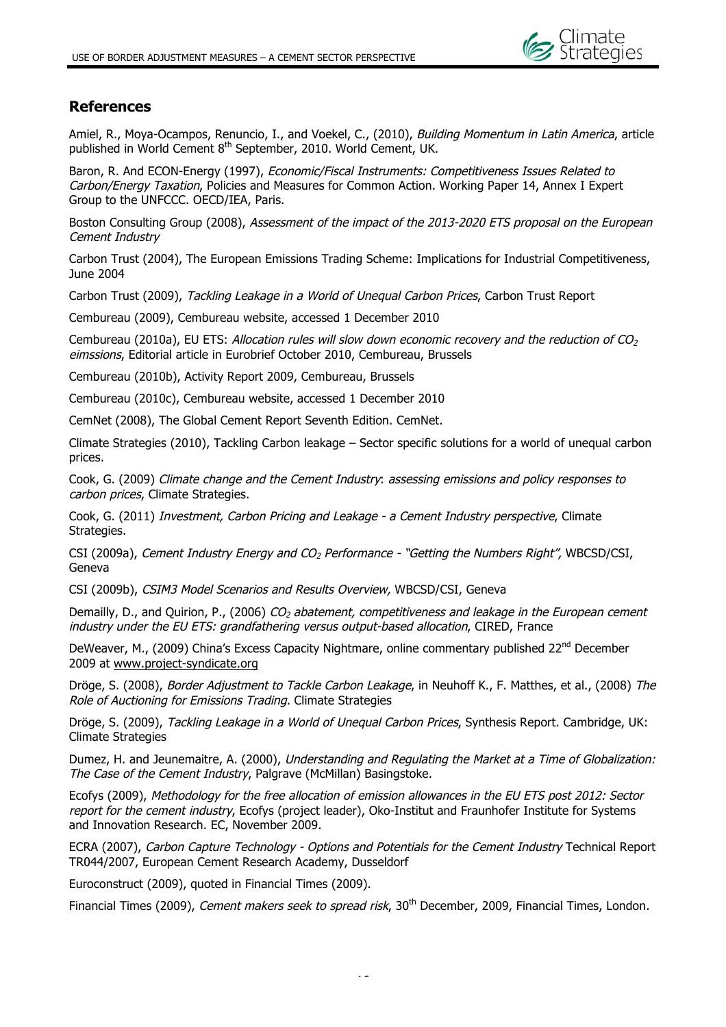## References

Amiel, R., Moya-Ocampos, Renuncio, I., and Voekel, C., (2010), *Building Momentum in Latin America*, article published in World Cement 8th September, 2010. World Cement, UK.

Baron, R. And ECON-Energy (1997), *Economic/Fiscal Instruments: Competitiveness Issues Related to Carbon/Energy Taxation*, Policies and Measures for Common Action. Working Paper 14, Annex I Expert Group to the UNFCCC. OECD/IEA, Paris.

Boston Consulting Group (2008), *Assessment of the impact of the 2013-2020 ETS proposal on the European Cement Industry*

Carbon Trust (2004), The European Emissions Trading Scheme: Implications for Industrial Competitiveness, June 2004

Carbon Trust (2009), *Tackling Leakage in a World of Unequal Carbon Prices*, Carbon Trust Report

Cembureau (2009), Cembureau website, accessed 1 December 2010

Cembureau (2010a), EU ETS: *Allocation rules will slow down economic recovery and the reduction of $CO_2$ eimssions*, Editorial article in Eurobrief October 2010, Cembureau, Brussels

Cembureau (2010b), Activity Report 2009, Cembureau, Brussels

Cembureau (2010c), Cembureau website, accessed 1 December 2010

CemNet (2008), The Global Cement Report Seventh Edition. CemNet.

Climate Strategies (2010), Tackling Carbon leakage – Sector specific solutions for a world of unequal carbon prices.

Cook, G. (2009) *Climate change and the Cement Industry*: *assessing emissions and policy responses to carbon prices*, Climate Strategies.

Cook, G. (2011) *Investment, Carbon Pricing and Leakage - a Cement Industry perspective*, Climate Strategies.

CSI (2009a), *Cement Industry Energy and $CO_2$ Performance - "Getting the Numbers Right",* WBCSD/CSI, Geneva

CSI (2009b), *CSIM3 Model Scenarios and Results Overview,* WBCSD/CSI, Geneva

Demailly, D., and Quirion, P., (2006) *$CO_2$ abatement, competitiveness and leakage in the European cement industry under the EU ETS: grandfathering versus output-based allocation*, CIRED, France

DeWeaver, M., (2009) China's Excess Capacity Nightmare, online commentary published 22nd December 2009 at www.project-syndicate.org

Dröge, S. (2008), *Border Adjustment to Tackle Carbon Leakage*, in Neuhoff K., F. Matthes, et al., (2008) *The Role of Auctioning for Emissions Trading*. Climate Strategies

Dröge, S. (2009), *Tackling Leakage in a World of Unequal Carbon Prices*, Synthesis Report. Cambridge, UK: Climate Strategies

Dumez, H. and Jeunemaitre, A. (2000), *Understanding and Regulating the Market at a Time of Globalization: The Case of the Cement Industry*, Palgrave (McMillan) Basingstoke.

Ecofys (2009), *Methodology for the free allocation of emission allowances in the EU ETS post 2012: Sector report for the cement industry*, Ecofys (project leader), Oko-Institut and Fraunhofer Institute for Systems and Innovation Research. EC, November 2009.

ECRA (2007), *Carbon Capture Technology - Options and Potentials for the Cement Industry* Technical Report TR044/2007, European Cement Research Academy, Dusseldorf

Euroconstruct (2009), quoted in Financial Times (2009).

Financial Times (2009), *Cement makers seek to spread risk*, 30th December, 2009, Financial Times, London.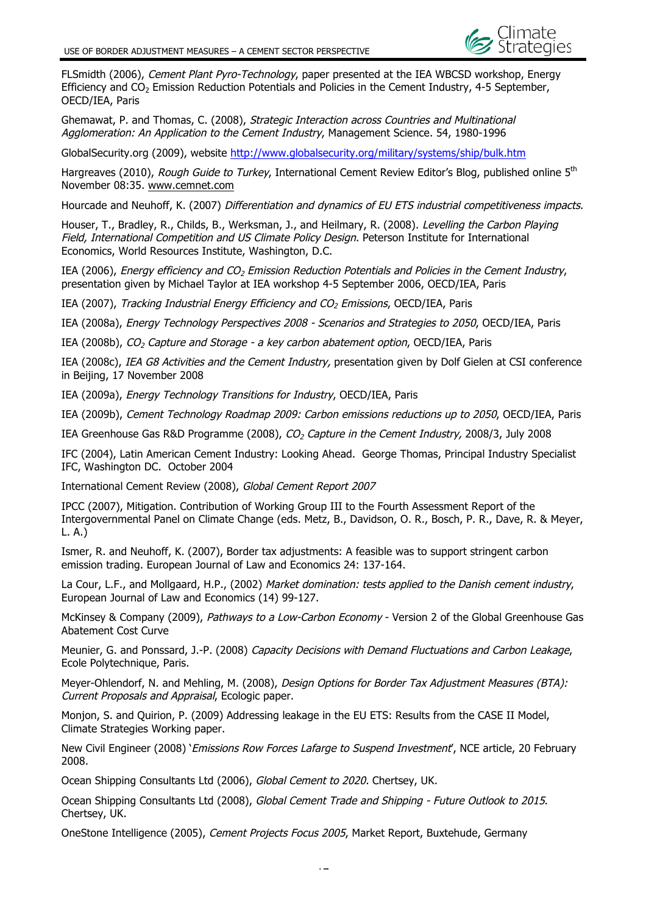FLSmidth (2006), *Cement Plant Pyro-Technology*, paper presented at the IEA WBCSD workshop, Energy Efficiency and $CO_2$ Emission Reduction Potentials and Policies in the Cement Industry, 4-5 September, OECD/IEA, Paris

Ghemawat, P. and Thomas, C. (2008), *Strategic Interaction across Countries and Multinational Agglomeration: An Application to the Cement Industry*, Management Science. 54, 1980-1996

GlobalSecurity.org (2009), website http://www.globalsecurity.org/military/systems/ship/bulk.htm

Hargreaves (2010), *Rough Guide to Turkey*, International Cement Review Editor's Blog, published online 5th November 08:35. www.cemnet.com

Hourcade and Neuhoff, K. (2007) *Differentiation and dynamics of EU ETS industrial competitiveness impacts.*

Houser, T., Bradley, R., Childs, B., Werksman, J., and Heilmary, R. (2008). *Levelling the Carbon Playing Field, International Competition and US Climate Policy Design*. Peterson Institute for International Economics, World Resources Institute, Washington, D.C.

IEA (2006), *Energy efficiency and $CO_2$ Emission Reduction Potentials and Policies in the Cement Industry*, presentation given by Michael Taylor at IEA workshop 4-5 September 2006, OECD/IEA, Paris

IEA (2007), *Tracking Industrial Energy Efficiency and $CO_2$ Emissions*, OECD/IEA, Paris

IEA (2008a), *Energy Technology Perspectives 2008 - Scenarios and Strategies to 2050*, OECD/IEA, Paris

IEA (2008b), *$CO_2$ Capture and Storage - a key carbon abatement option*, OECD/IEA, Paris

IEA (2008c), *IEA G8 Activities and the Cement Industry,* presentation given by Dolf Gielen at CSI conference in Beijing, 17 November 2008

IEA (2009a), *Energy Technology Transitions for Industry*, OECD/IEA, Paris

IEA (2009b), *Cement Technology Roadmap 2009: Carbon emissions reductions up to 2050*, OECD/IEA, Paris

IEA Greenhouse Gas R&D Programme (2008), *$CO_2$ Capture in the Cement Industry,* 2008/3, July 2008

IFC (2004), Latin American Cement Industry: Looking Ahead. George Thomas, Principal Industry Specialist IFC, Washington DC. October 2004

International Cement Review (2008), *Global Cement Report 2007*

IPCC (2007), Mitigation. Contribution of Working Group III to the Fourth Assessment Report of the Intergovernmental Panel on Climate Change (eds. Metz, B., Davidson, O. R., Bosch, P. R., Dave, R. & Meyer, L. A.)

Ismer, R. and Neuhoff, K. (2007), Border tax adjustments: A feasible was to support stringent carbon emission trading. European Journal of Law and Economics 24: 137-164.

La Cour, L.F., and Mollgaard, H.P., (2002) *Market domination: tests applied to the Danish cement industry*, European Journal of Law and Economics (14) 99-127.

McKinsey & Company (2009), *Pathways to a Low-Carbon Economy* - Version 2 of the Global Greenhouse Gas Abatement Cost Curve

Meunier, G. and Ponssard, J.-P. (2008) *Capacity Decisions with Demand Fluctuations and Carbon Leakage*, Ecole Polytechnique, Paris.

Meyer-Ohlendorf, N. and Mehling, M. (2008), *Design Options for Border Tax Adjustment Measures (BTA): Current Proposals and Appraisal*, Ecologic paper.

Monjon, S. and Quirion, P. (2009) Addressing leakage in the EU ETS: Results from the CASE II Model, Climate Strategies Working paper.

New Civil Engineer (2008) '*Emissions Row Forces Lafarge to Suspend Investment*', NCE article, 20 February 2008.

Ocean Shipping Consultants Ltd (2006), *Global Cement to 2020.* Chertsey, UK.

Ocean Shipping Consultants Ltd (2008), *Global Cement Trade and Shipping - Future Outlook to 2015*. Chertsey, UK.

OneStone Intelligence (2005), *Cement Projects Focus 2005*, Market Report, Buxtehude, Germany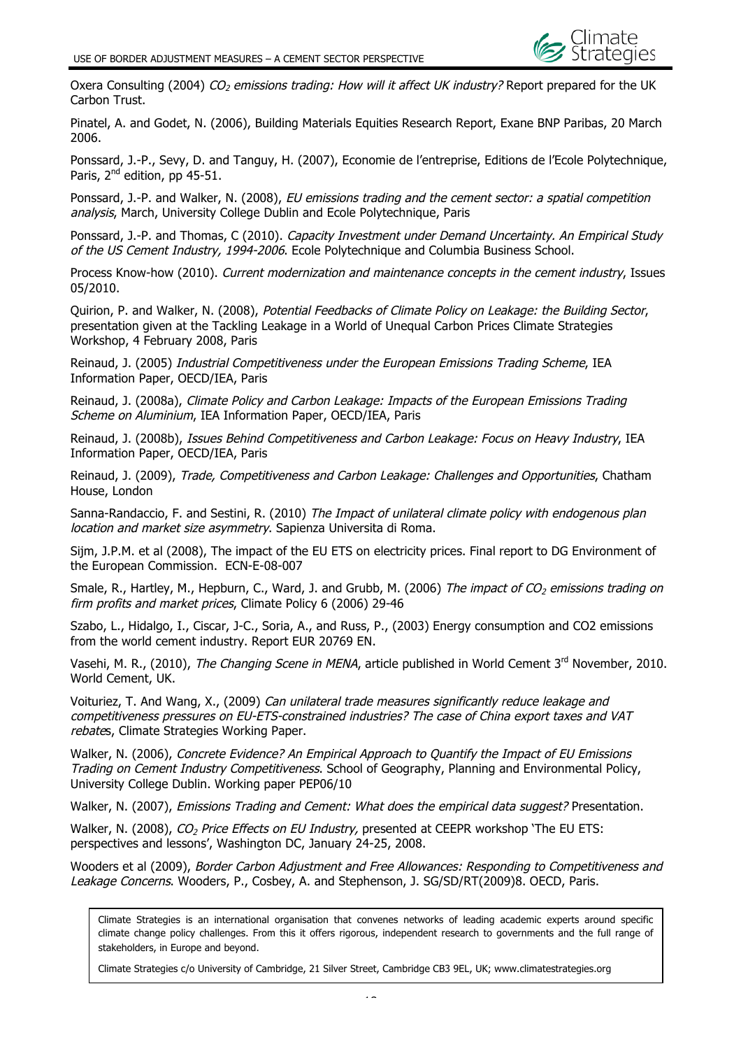Oxera Consulting (2004) *$CO_2$ emissions trading: How will it affect UK industry?* Report prepared for the UK Carbon Trust.

Pinatel, A. and Godet, N. (2006), Building Materials Equities Research Report, Exane BNP Paribas, 20 March 2006.

Ponssard, J.-P., Sevy, D. and Tanguy, H. (2007), Economie de l'entreprise, Editions de l'Ecole Polytechnique, Paris, 2nd edition, pp 45-51.

Ponssard, J.-P. and Walker, N. (2008), *EU emissions trading and the cement sector: a spatial competition analysis*, March, University College Dublin and Ecole Polytechnique, Paris

Ponssard, J.-P. and Thomas, C (2010). *Capacity Investment under Demand Uncertainty. An Empirical Study of the US Cement Industry, 1994-2006*. Ecole Polytechnique and Columbia Business School.

Process Know-how (2010). *Current modernization and maintenance concepts in the cement industry*, Issues 05/2010.

Quirion, P. and Walker, N. (2008), *Potential Feedbacks of Climate Policy on Leakage: the Building Sector*, presentation given at the Tackling Leakage in a World of Unequal Carbon Prices Climate Strategies Workshop, 4 February 2008, Paris

Reinaud, J. (2005) *Industrial Competitiveness under the European Emissions Trading Scheme*, IEA Information Paper, OECD/IEA, Paris

Reinaud, J. (2008a), *Climate Policy and Carbon Leakage: Impacts of the European Emissions Trading Scheme on Aluminium*, IEA Information Paper, OECD/IEA, Paris

Reinaud, J. (2008b), *Issues Behind Competitiveness and Carbon Leakage: Focus on Heavy Industry*, IEA Information Paper, OECD/IEA, Paris

Reinaud, J. (2009), *Trade, Competitiveness and Carbon Leakage: Challenges and Opportunities*, Chatham House, London

Sanna-Randaccio, F. and Sestini, R. (2010) *The Impact of unilateral climate policy with endogenous plan location and market size asymmetry*. Sapienza Universita di Roma.

Sijm, J.P.M. et al (2008), The impact of the EU ETS on electricity prices. Final report to DG Environment of the European Commission. ECN-E-08-007

Smale, R., Hartley, M., Hepburn, C., Ward, J. and Grubb, M. (2006) *The impact of $CO_2$ emissions trading on firm profits and market prices*, Climate Policy 6 (2006) 29-46

Szabo, L., Hidalgo, I., Ciscar, J-C., Soria, A., and Russ, P., (2003) Energy consumption and CO2 emissions from the world cement industry. Report EUR 20769 EN.

Vasehi, M. R., (2010), *The Changing Scene in MENA*, article published in World Cement 3rd November, 2010. World Cement, UK.

Voituriez, T. And Wang, X., (2009) *Can unilateral trade measures significantly reduce leakage and competitiveness pressures on EU-ETS-constrained industries? The case of China export taxes and VAT rebates*, Climate Strategies Working Paper.

Walker, N. (2006), *Concrete Evidence? An Empirical Approach to Quantify the Impact of EU Emissions Trading on Cement Industry Competitiveness*. School of Geography, Planning and Environmental Policy, University College Dublin. Working paper PEP06/10

Walker, N. (2007), *Emissions Trading and Cement: What does the empirical data suggest?* Presentation.

Walker, N. (2008), *$CO_2$ Price Effects on EU Industry,* presented at CEEPR workshop 'The EU ETS: perspectives and lessons', Washington DC, January 24-25, 2008.

Wooders et al (2009), *Border Carbon Adjustment and Free Allowances: Responding to Competitiveness and Leakage Concerns*. Wooders, P., Cosbey, A. and Stephenson, J. SG/SD/RT(2009)8. OECD, Paris.

Climate Strategies is an international organisation that convenes networks of leading academic experts around specific climate change policy challenges. From this it offers rigorous, independent research to governments and the full range of stakeholders, in Europe and beyond.

Climate Strategies c/o University of Cambridge, 21 Silver Street, Cambridge CB3 9EL, UK; www.climatestrategies.org